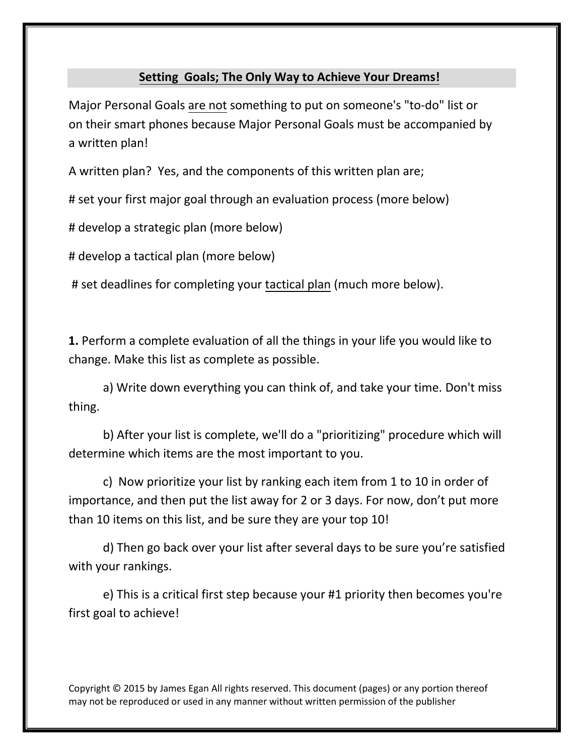## Setting Goals; The Only Way to Achieve Your Dreams!

Major Personal Goals are not something to put on someone's "to-do" list or on their smart phones because Major Personal Goals must be accompanied by a written plan!

A written plan? Yes, and the components of this written plan are;

# set your first major goal through an evaluation process (more below)

# develop a strategic plan (more below)

# develop a tactical plan (more below)

# set deadlines for completing your tactical plan (much more below).

**1.** Perform a complete evaluation of all the things in your life you would like to change. Make this list as complete as possible.

a) Write down everything you can think of, and take your time. Don't miss thing.

b) After your list is complete, we'll do a "prioritizing" procedure which will determine which items are the most important to you.

c) Now prioritize your list by ranking each item from 1 to 10 in order of importance, and then put the list away for 2 or 3 days. For now, don't put more than 10 items on this list, and be sure they are your top 10!

d) Then go back over your list after several days to be sure you're satisfied with your rankings.

e) This is a critical first step because your #1 priority then becomes you're first goal to achieve!

Copyright © 2015 by James Egan All rights reserved. This document (pages) or any portion thereof may not be reproduced or used in any manner without written permission of the publisher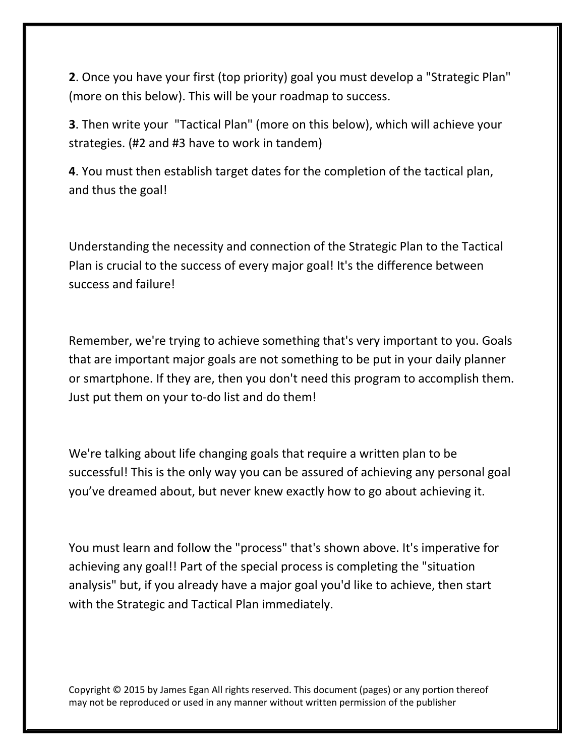**2**. Once you have your first (top priority) goal you must develop a "Strategic Plan" (more on this below). This will be your roadmap to success.

**3**. Then write your "Tactical Plan" (more on this below), which will achieve your strategies. (#2 and #3 have to work in tandem)

**4**. You must then establish target dates for the completion of the tactical plan, and thus the goal!

Understanding the necessity and connection of the Strategic Plan to the Tactical Plan is crucial to the success of every major goal! It's the difference between success and failure!

Remember, we're trying to achieve something that's very important to you. Goals that are important major goals are not something to be put in your daily planner or smartphone. If they are, then you don't need this program to accomplish them. Just put them on your to-do list and do them!

We're talking about life changing goals that require a written plan to be successful! This is the only way you can be assured of achieving any personal goal you've dreamed about, but never knew exactly how to go about achieving it.

You must learn and follow the "process" that's shown above. It's imperative for achieving any goal!! Part of the special process is completing the "situation analysis" but, if you already have a major goal you'd like to achieve, then start with the Strategic and Tactical Plan immediately.

Copyright © 2015 by James Egan All rights reserved. This document (pages) or any portion thereof may not be reproduced or used in any manner without written permission of the publisher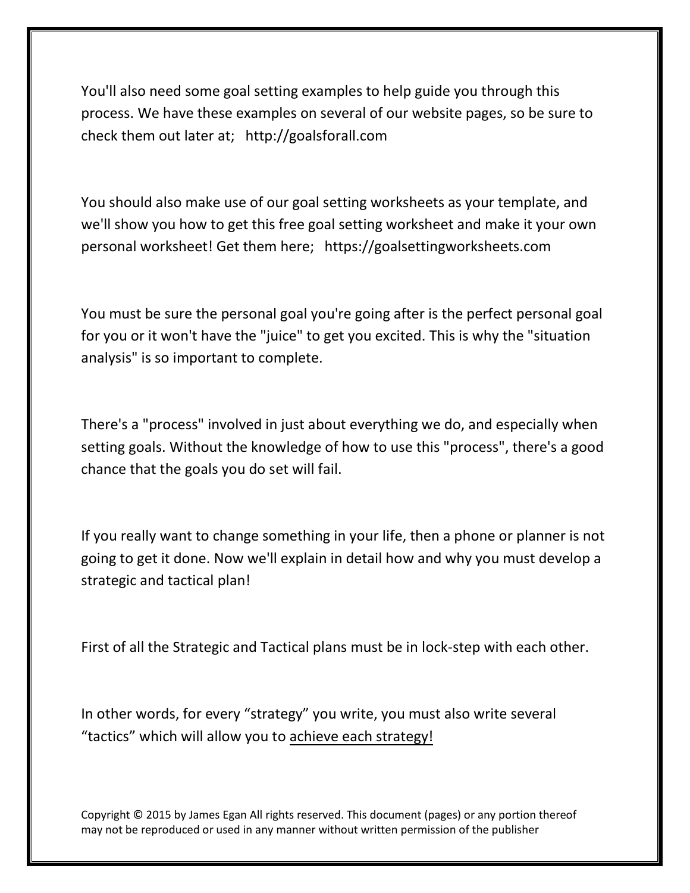You'll also need some goal setting examples to help guide you through this process. We have these examples on several of our website pages, so be sure to check them out later at;   http://goalsforall.com

You should also make use of our goal setting worksheets as your template, and we'll show you how to get this free goal setting worksheet and make it your own personal worksheet! Get them here;   https://goalsettingworksheets.com

You must be sure the personal goal you're going after is the perfect personal goal for you or it won't have the "juice" to get you excited. This is why the "situation analysis" is so important to complete.

There's a "process" involved in just about everything we do, and especially when setting goals. Without the knowledge of how to use this "process", there's a good chance that the goals you do set will fail.

If you really want to change something in your life, then a phone or planner is not going to get it done. Now we'll explain in detail how and why you must develop a strategic and tactical plan!

First of all the Strategic and Tactical plans must be in lock-step with each other.

In other words, for every "strategy" you write, you must also write several "tactics" which will allow you to <u>achieve each strategy!</u>

Copyright © 2015 by James Egan All rights reserved. This document (pages) or any portion thereof may not be reproduced or used in any manner without written permission of the publisher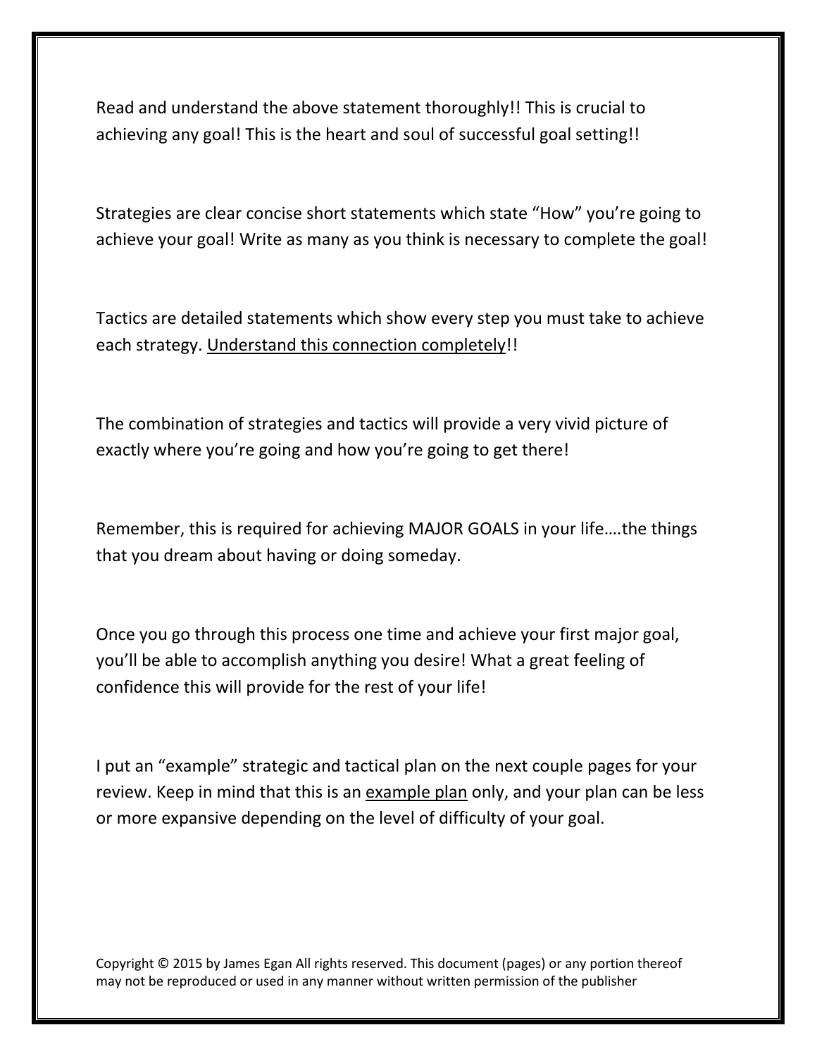Read and understand the above statement thoroughly!! This is crucial to achieving any goal! This is the heart and soul of successful goal setting!!

Strategies are clear concise short statements which state "How" you're going to achieve your goal! Write as many as you think is necessary to complete the goal!

Tactics are detailed statements which show every step you must take to achieve each strategy. <u>Understand this connection completely</u>!!

The combination of strategies and tactics will provide a very vivid picture of exactly where you're going and how you're going to get there!

Remember, this is required for achieving MAJOR GOALS in your life….the things that you dream about having or doing someday.

Once you go through this process one time and achieve your first major goal, you'll be able to accomplish anything you desire! What a great feeling of confidence this will provide for the rest of your life!

I put an "example" strategic and tactical plan on the next couple pages for your review. Keep in mind that this is an <u>example plan</u> only, and your plan can be less or more expansive depending on the level of difficulty of your goal.

Copyright © 2015 by James Egan All rights reserved. This document (pages) or any portion thereof may not be reproduced or used in any manner without written permission of the publisher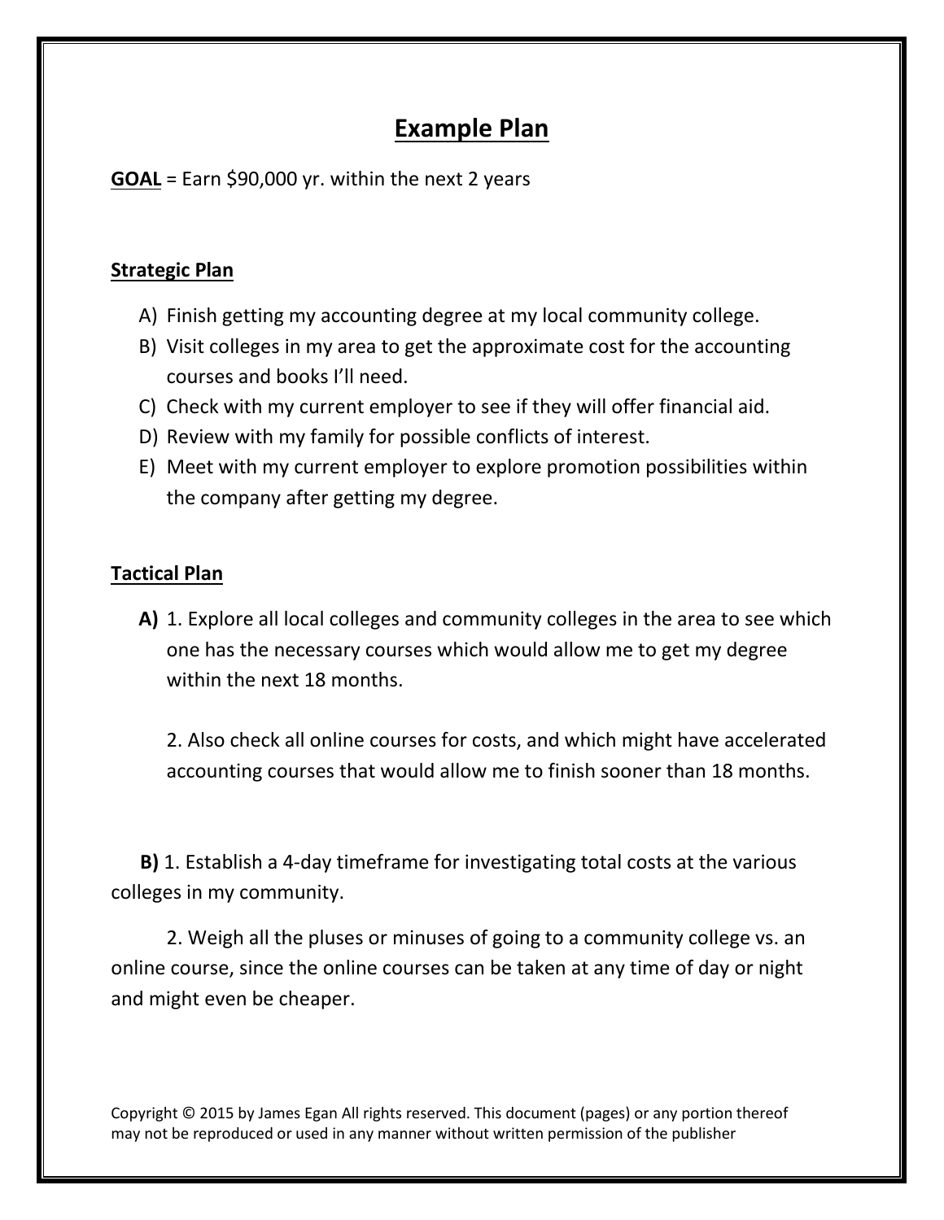# Example Plan

**GOAL** = Earn $90,000 yr. within the next 2 years

**Strategic Plan**

A) Finish getting my accounting degree at my local community college.
B) Visit colleges in my area to get the approximate cost for the accounting courses and books I'll need.
C) Check with my current employer to see if they will offer financial aid.
D) Review with my family for possible conflicts of interest.
E) Meet with my current employer to explore promotion possibilities within the company after getting my degree.

**Tactical Plan**

**A)** 1. Explore all local colleges and community colleges in the area to see which one has the necessary courses which would allow me to get my degree within the next 18 months.

2. Also check all online courses for costs, and which might have accelerated accounting courses that would allow me to finish sooner than 18 months.

**B)** 1. Establish a 4-day timeframe for investigating total costs at the various colleges in my community.

2. Weigh all the pluses or minuses of going to a community college vs. an online course, since the online courses can be taken at any time of day or night and might even be cheaper.

Copyright © 2015 by James Egan All rights reserved. This document (pages) or any portion thereof may not be reproduced or used in any manner without written permission of the publisher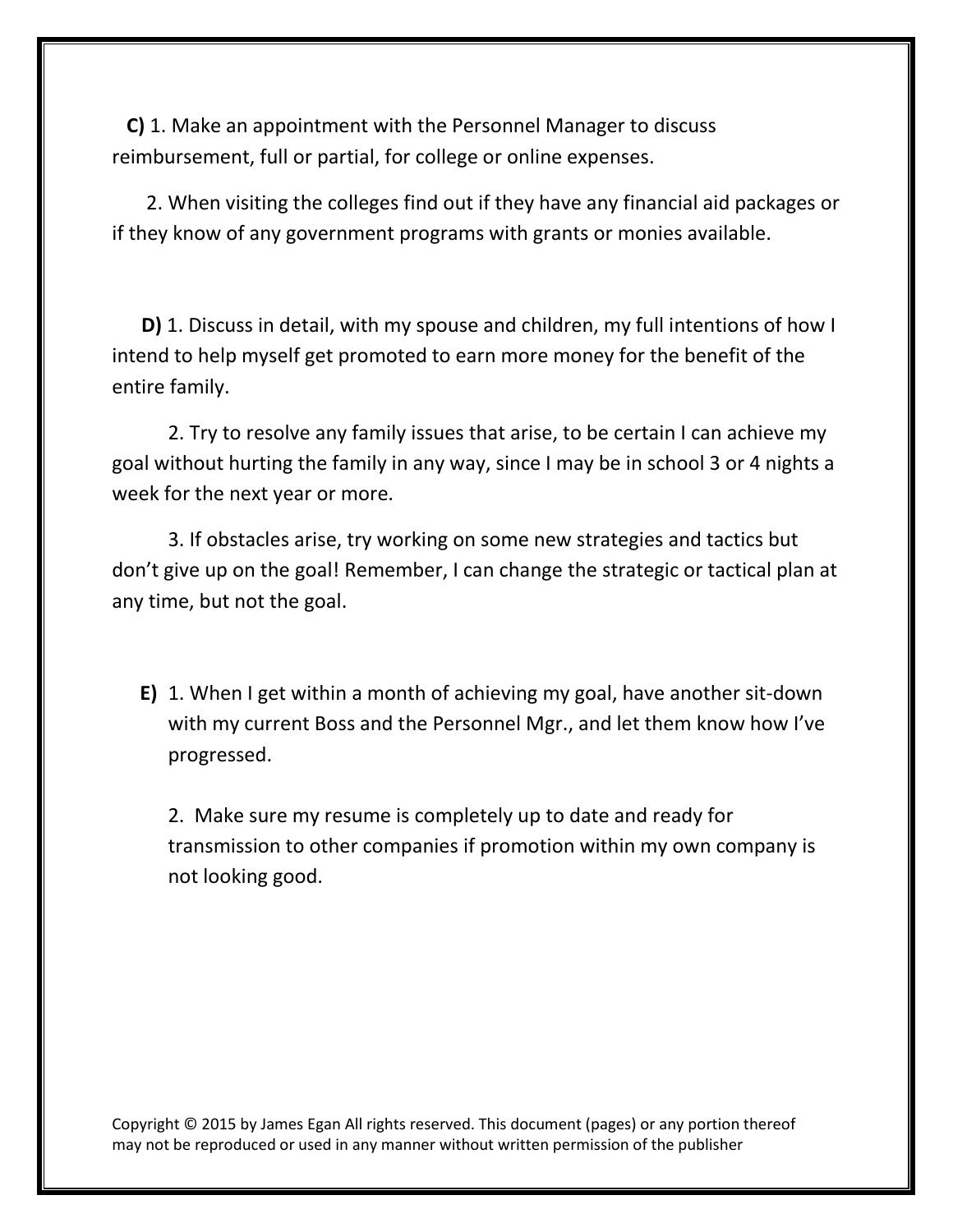**C)** 1. Make an appointment with the Personnel Manager to discuss reimbursement, full or partial, for college or online expenses.

2. When visiting the colleges find out if they have any financial aid packages or if they know of any government programs with grants or monies available.

**D)** 1. Discuss in detail, with my spouse and children, my full intentions of how I intend to help myself get promoted to earn more money for the benefit of the entire family.

2. Try to resolve any family issues that arise, to be certain I can achieve my goal without hurting the family in any way, since I may be in school 3 or 4 nights a week for the next year or more.

3. If obstacles arise, try working on some new strategies and tactics but don't give up on the goal! Remember, I can change the strategic or tactical plan at any time, but not the goal.

**E)** 1. When I get within a month of achieving my goal, have another sit-down with my current Boss and the Personnel Mgr., and let them know how I've progressed.

2. Make sure my resume is completely up to date and ready for transmission to other companies if promotion within my own company is not looking good.

Copyright © 2015 by James Egan All rights reserved. This document (pages) or any portion thereof may not be reproduced or used in any manner without written permission of the publisher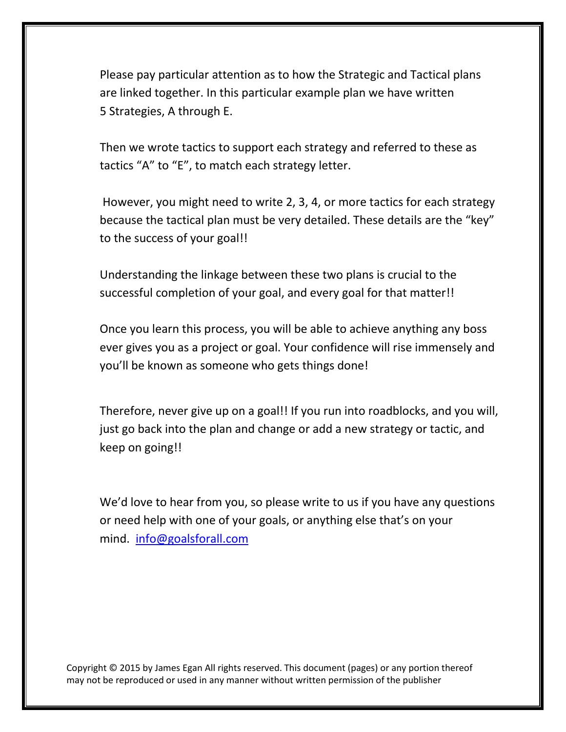Please pay particular attention as to how the Strategic and Tactical plans are linked together. In this particular example plan we have written 5 Strategies, A through E.

Then we wrote tactics to support each strategy and referred to these as tactics "A" to "E", to match each strategy letter.

However, you might need to write 2, 3, 4, or more tactics for each strategy because the tactical plan must be very detailed. These details are the "key" to the success of your goal!!

Understanding the linkage between these two plans is crucial to the successful completion of your goal, and every goal for that matter!!

Once you learn this process, you will be able to achieve anything any boss ever gives you as a project or goal. Your confidence will rise immensely and you'll be known as someone who gets things done!

Therefore, never give up on a goal!! If you run into roadblocks, and you will, just go back into the plan and change or add a new strategy or tactic, and keep on going!!

We'd love to hear from you, so please write to us if you have any questions or need help with one of your goals, or anything else that's on your mind. [info@goalsforall.com](mailto:info@goalsforall.com)

Copyright © 2015 by James Egan All rights reserved. This document (pages) or any portion thereof may not be reproduced or used in any manner without written permission of the publisher